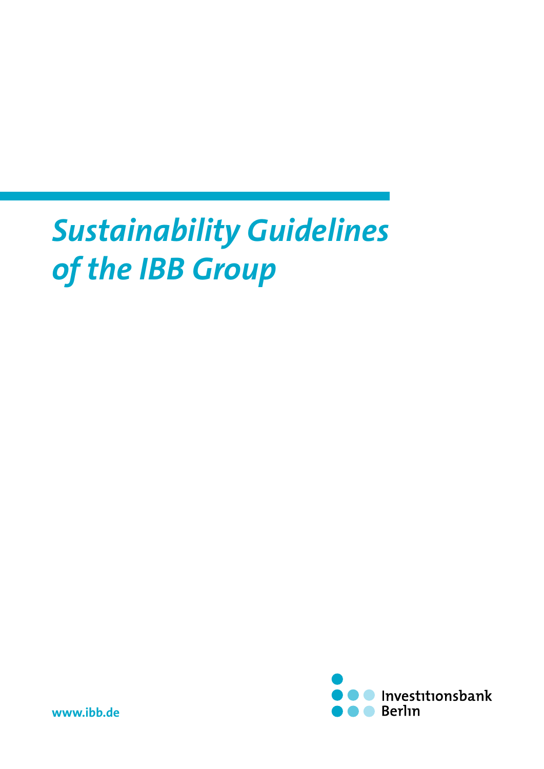# *Sustainability Guidelines of the IBB Group*

www.ibb.de

Investitionsbank Berlin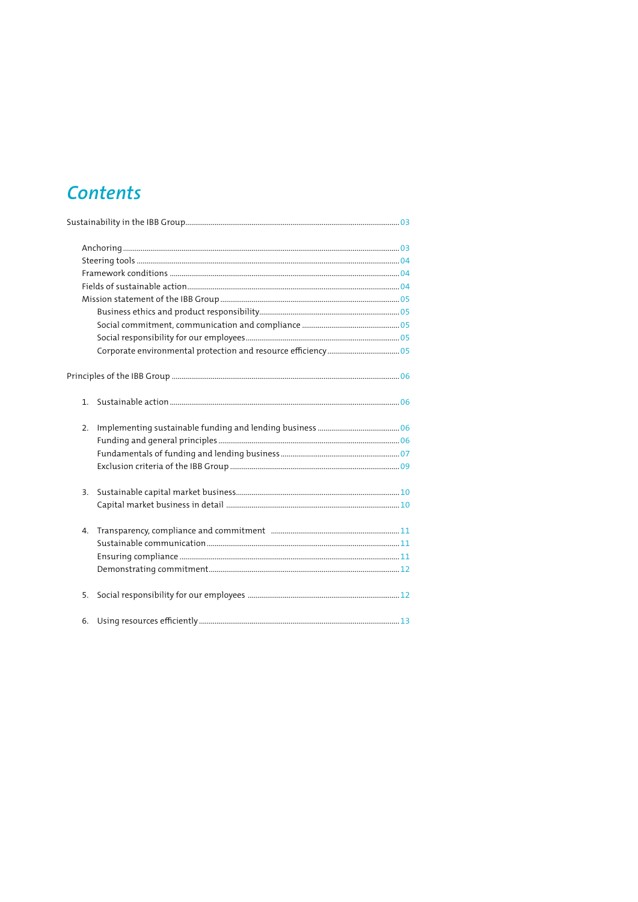# Contents

Sustainability in the IBB Group ..... 03

- Anchoring ..... 03
- Steering tools ..... 04
- Framework conditions ..... 04
- Fields of sustainable action ..... 04
- Mission statement of the IBB Group ..... 05
  - Business ethics and product responsibility ..... 05
  - Social commitment, communication and compliance ..... 05
  - Social responsibility for our employees ..... 05
  - Corporate environmental protection and resource efficiency ..... 05

Principles of the IBB Group ..... 06

1. Sustainable action ..... 06

2. Implementing sustainable funding and lending business ..... 06
   - Funding and general principles ..... 06
   - Fundamentals of funding and lending business ..... 07
   - Exclusion criteria of the IBB Group ..... 09

3. Sustainable capital market business ..... 10
   - Capital market business in detail ..... 10

4. Transparency, compliance and commitment ..... 11
   - Sustainable communication ..... 11
   - Ensuring compliance ..... 11
   - Demonstrating commitment ..... 12

5. Social responsibility for our employees ..... 12

6. Using resources efficiently ..... 13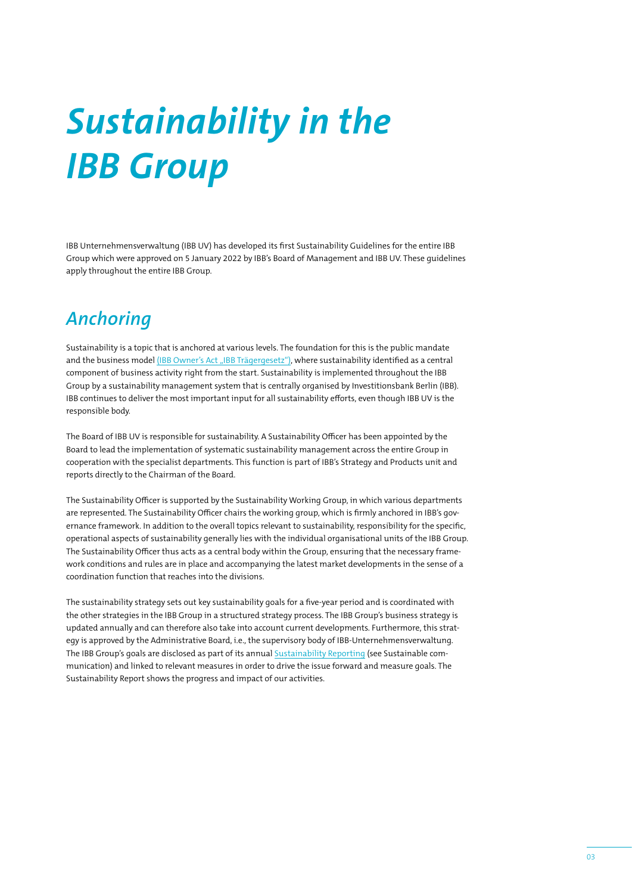# Sustainability in the IBB Group

IBB Unternehmensverwaltung (IBB UV) has developed its first Sustainability Guidelines for the entire IBB Group which were approved on 5 January 2022 by IBB's Board of Management and IBB UV. These guidelines apply throughout the entire IBB Group.

## Anchoring

Sustainability is a topic that is anchored at various levels. The foundation for this is the public mandate and the business model (IBB Owner's Act „IBB Trägergesetz"), where sustainability identified as a central component of business activity right from the start. Sustainability is implemented throughout the IBB Group by a sustainability management system that is centrally organised by Investitionsbank Berlin (IBB). IBB continues to deliver the most important input for all sustainability efforts, even though IBB UV is the responsible body.

The Board of IBB UV is responsible for sustainability. A Sustainability Officer has been appointed by the Board to lead the implementation of systematic sustainability management across the entire Group in cooperation with the specialist departments. This function is part of IBB's Strategy and Products unit and reports directly to the Chairman of the Board.

The Sustainability Officer is supported by the Sustainability Working Group, in which various departments are represented. The Sustainability Officer chairs the working group, which is firmly anchored in IBB's governance framework. In addition to the overall topics relevant to sustainability, responsibility for the specific, operational aspects of sustainability generally lies with the individual organisational units of the IBB Group. The Sustainability Officer thus acts as a central body within the Group, ensuring that the necessary framework conditions and rules are in place and accompanying the latest market developments in the sense of a coordination function that reaches into the divisions.

The sustainability strategy sets out key sustainability goals for a five-year period and is coordinated with the other strategies in the IBB Group in a structured strategy process. The IBB Group's business strategy is updated annually and can therefore also take into account current developments. Furthermore, this strategy is approved by the Administrative Board, i.e., the supervisory body of IBB-Unternehmensverwaltung. The IBB Group's goals are disclosed as part of its annual Sustainability Reporting (see Sustainable communication) and linked to relevant measures in order to drive the issue forward and measure goals. The Sustainability Report shows the progress and impact of our activities.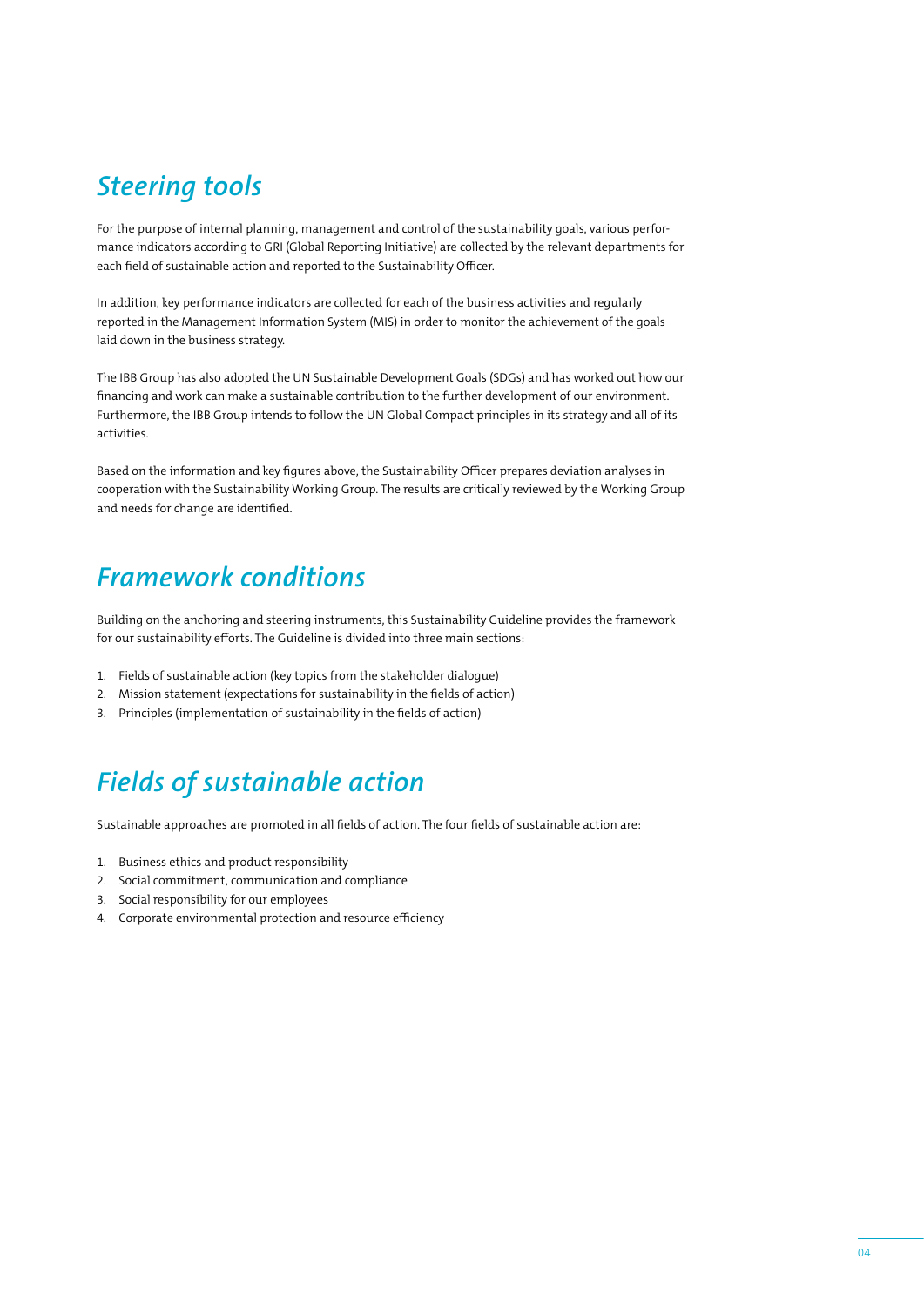## *Steering tools*

For the purpose of internal planning, management and control of the sustainability goals, various performance indicators according to GRI (Global Reporting Initiative) are collected by the relevant departments for each field of sustainable action and reported to the Sustainability Officer.

In addition, key performance indicators are collected for each of the business activities and regularly reported in the Management Information System (MIS) in order to monitor the achievement of the goals laid down in the business strategy.

The IBB Group has also adopted the UN Sustainable Development Goals (SDGs) and has worked out how our financing and work can make a sustainable contribution to the further development of our environment. Furthermore, the IBB Group intends to follow the UN Global Compact principles in its strategy and all of its activities.

Based on the information and key figures above, the Sustainability Officer prepares deviation analyses in cooperation with the Sustainability Working Group. The results are critically reviewed by the Working Group and needs for change are identified.

## *Framework conditions*

Building on the anchoring and steering instruments, this Sustainability Guideline provides the framework for our sustainability efforts. The Guideline is divided into three main sections:

1. Fields of sustainable action (key topics from the stakeholder dialogue)
2. Mission statement (expectations for sustainability in the fields of action)
3. Principles (implementation of sustainability in the fields of action)

## *Fields of sustainable action*

Sustainable approaches are promoted in all fields of action. The four fields of sustainable action are:

1. Business ethics and product responsibility
2. Social commitment, communication and compliance
3. Social responsibility for our employees
4. Corporate environmental protection and resource efficiency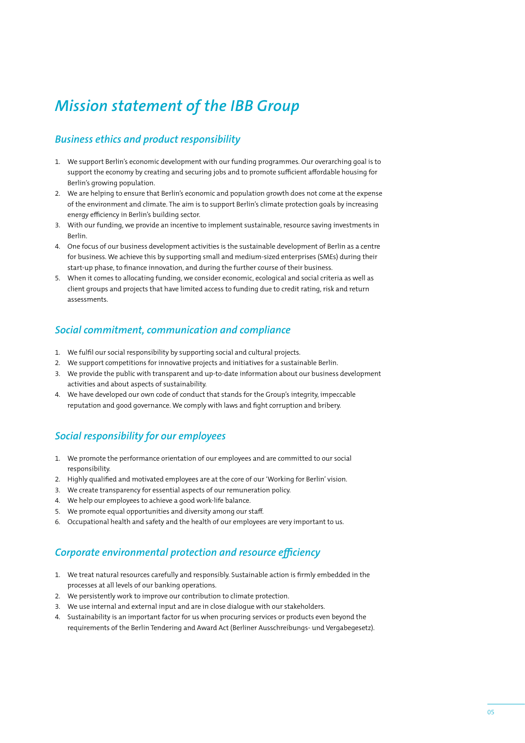# *Mission statement of the IBB Group*

## *Business ethics and product responsibility*

1. We support Berlin's economic development with our funding programmes. Our overarching goal is to support the economy by creating and securing jobs and to promote sufficient affordable housing for Berlin's growing population.
2. We are helping to ensure that Berlin's economic and population growth does not come at the expense of the environment and climate. The aim is to support Berlin's climate protection goals by increasing energy efficiency in Berlin's building sector.
3. With our funding, we provide an incentive to implement sustainable, resource saving investments in Berlin.
4. One focus of our business development activities is the sustainable development of Berlin as a centre for business. We achieve this by supporting small and medium-sized enterprises (SMEs) during their start-up phase, to finance innovation, and during the further course of their business.
5. When it comes to allocating funding, we consider economic, ecological and social criteria as well as client groups and projects that have limited access to funding due to credit rating, risk and return assessments.

## *Social commitment, communication and compliance*

1. We fulfil our social responsibility by supporting social and cultural projects.
2. We support competitions for innovative projects and initiatives for a sustainable Berlin.
3. We provide the public with transparent and up-to-date information about our business development activities and about aspects of sustainability.
4. We have developed our own code of conduct that stands for the Group's integrity, impeccable reputation and good governance. We comply with laws and fight corruption and bribery.

## *Social responsibility for our employees*

1. We promote the performance orientation of our employees and are committed to our social responsibility.
2. Highly qualified and motivated employees are at the core of our 'Working for Berlin' vision.
3. We create transparency for essential aspects of our remuneration policy.
4. We help our employees to achieve a good work-life balance.
5. We promote equal opportunities and diversity among our staff.
6. Occupational health and safety and the health of our employees are very important to us.

## *Corporate environmental protection and resource efficiency*

1. We treat natural resources carefully and responsibly. Sustainable action is firmly embedded in the processes at all levels of our banking operations.
2. We persistently work to improve our contribution to climate protection.
3. We use internal and external input and are in close dialogue with our stakeholders.
4. Sustainability is an important factor for us when procuring services or products even beyond the requirements of the Berlin Tendering and Award Act (Berliner Ausschreibungs- und Vergabegesetz).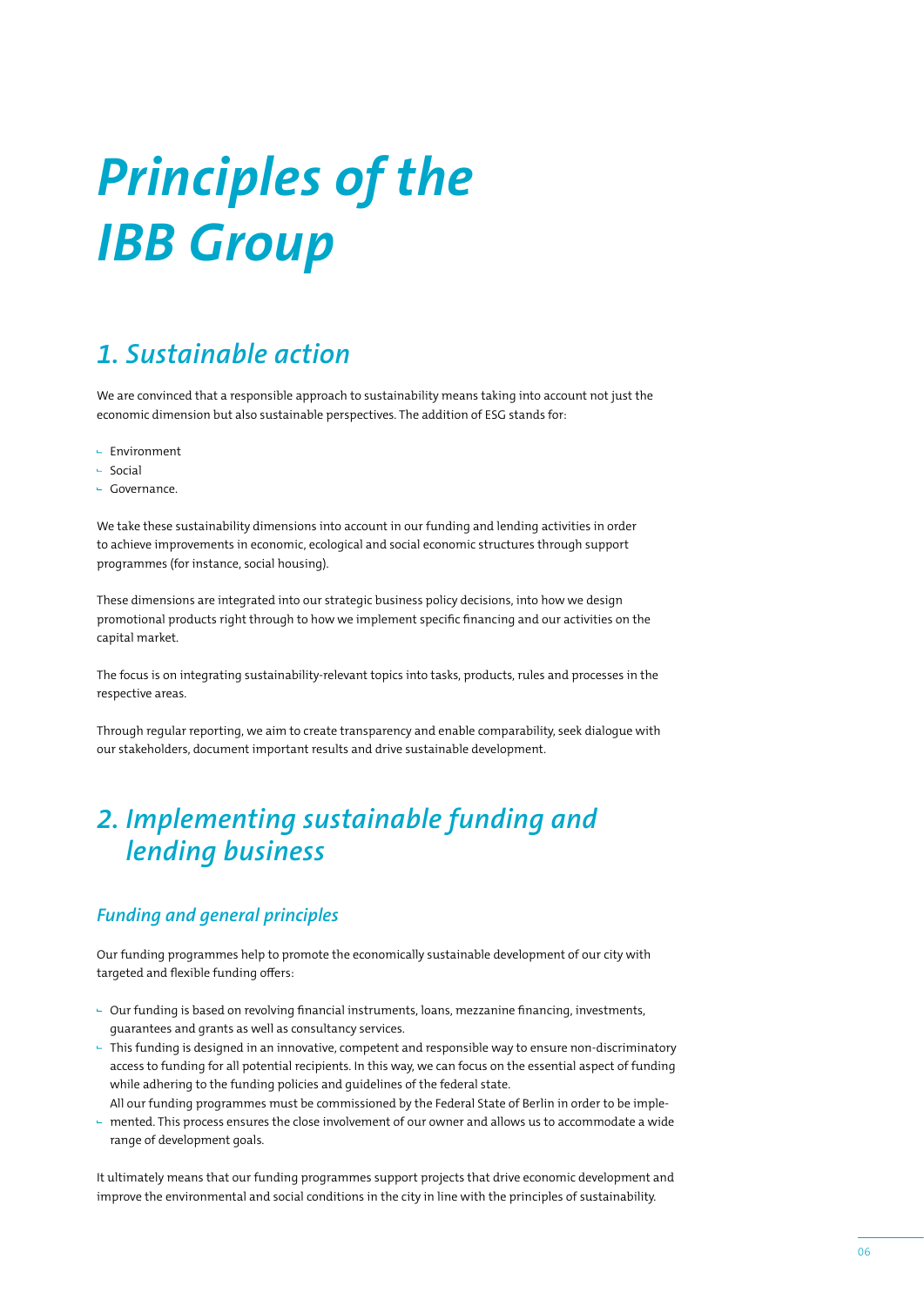# *Principles of the IBB Group*

## *1. Sustainable action*

We are convinced that a responsible approach to sustainability means taking into account not just the economic dimension but also sustainable perspectives. The addition of ESG stands for:

- Environment
- Social
- Governance.

We take these sustainability dimensions into account in our funding and lending activities in order to achieve improvements in economic, ecological and social economic structures through support programmes (for instance, social housing).

These dimensions are integrated into our strategic business policy decisions, into how we design promotional products right through to how we implement specific financing and our activities on the capital market.

The focus is on integrating sustainability-relevant topics into tasks, products, rules and processes in the respective areas.

Through regular reporting, we aim to create transparency and enable comparability, seek dialogue with our stakeholders, document important results and drive sustainable development.

## *2. Implementing sustainable funding and lending business*

### *Funding and general principles*

Our funding programmes help to promote the economically sustainable development of our city with targeted and flexible funding offers:

- Our funding is based on revolving financial instruments, loans, mezzanine financing, investments, guarantees and grants as well as consultancy services.
- This funding is designed in an innovative, competent and responsible way to ensure non-discriminatory access to funding for all potential recipients. In this way, we can focus on the essential aspect of funding while adhering to the funding policies and guidelines of the federal state.
- All our funding programmes must be commissioned by the Federal State of Berlin in order to be implemented. This process ensures the close involvement of our owner and allows us to accommodate a wide range of development goals.

It ultimately means that our funding programmes support projects that drive economic development and improve the environmental and social conditions in the city in line with the principles of sustainability.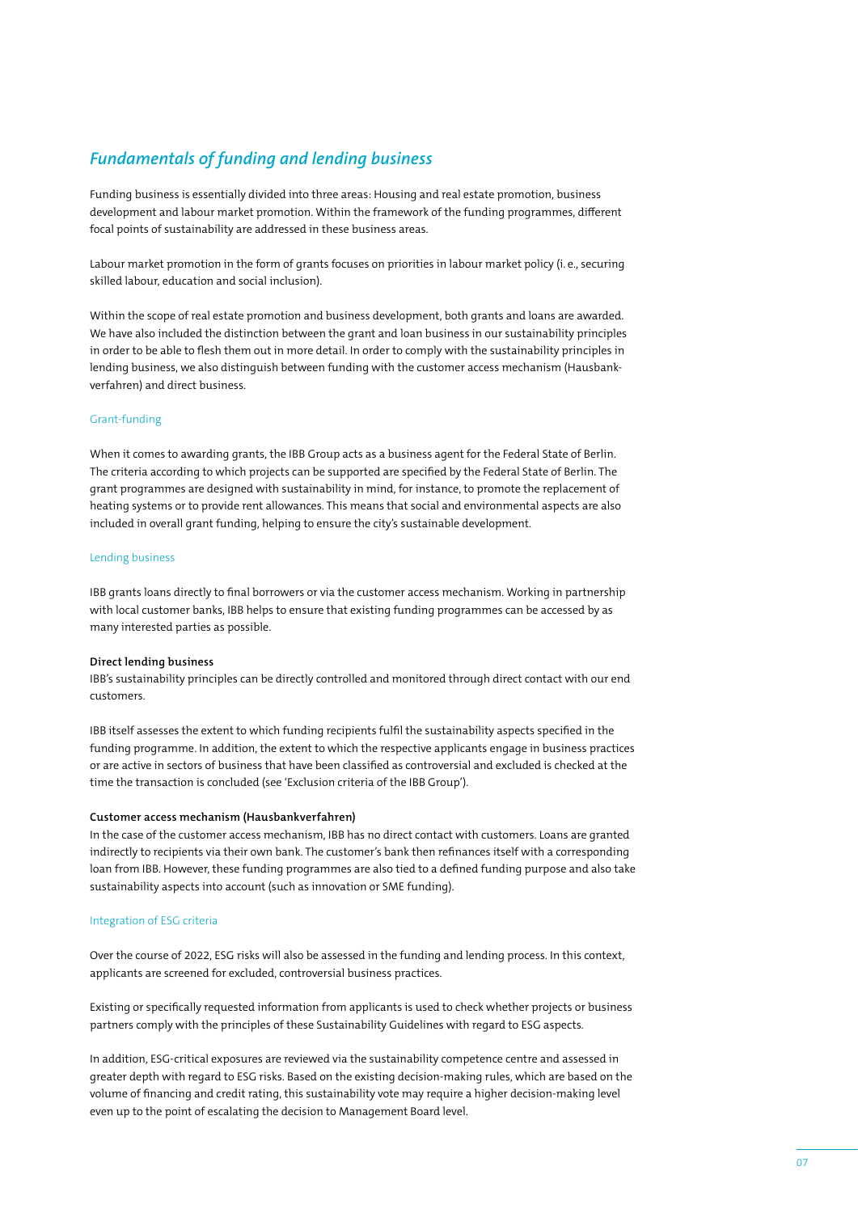## *Fundamentals of funding and lending business*

Funding business is essentially divided into three areas: Housing and real estate promotion, business development and labour market promotion. Within the framework of the funding programmes, different focal points of sustainability are addressed in these business areas.

Labour market promotion in the form of grants focuses on priorities in labour market policy (i. e., securing skilled labour, education and social inclusion).

Within the scope of real estate promotion and business development, both grants and loans are awarded. We have also included the distinction between the grant and loan business in our sustainability principles in order to be able to flesh them out in more detail. In order to comply with the sustainability principles in lending business, we also distinguish between funding with the customer access mechanism (Hausbank-verfahren) and direct business.

### Grant-funding

When it comes to awarding grants, the IBB Group acts as a business agent for the Federal State of Berlin. The criteria according to which projects can be supported are specified by the Federal State of Berlin. The grant programmes are designed with sustainability in mind, for instance, to promote the replacement of heating systems or to provide rent allowances. This means that social and environmental aspects are also included in overall grant funding, helping to ensure the city's sustainable development.

### Lending business

IBB grants loans directly to final borrowers or via the customer access mechanism. Working in partnership with local customer banks, IBB helps to ensure that existing funding programmes can be accessed by as many interested parties as possible.

**Direct lending business**
IBB's sustainability principles can be directly controlled and monitored through direct contact with our end customers.

IBB itself assesses the extent to which funding recipients fulfil the sustainability aspects specified in the funding programme. In addition, the extent to which the respective applicants engage in business practices or are active in sectors of business that have been classified as controversial and excluded is checked at the time the transaction is concluded (see 'Exclusion criteria of the IBB Group').

**Customer access mechanism (Hausbankverfahren)**
In the case of the customer access mechanism, IBB has no direct contact with customers. Loans are granted indirectly to recipients via their own bank. The customer's bank then refinances itself with a corresponding loan from IBB. However, these funding programmes are also tied to a defined funding purpose and also take sustainability aspects into account (such as innovation or SME funding).

### Integration of ESG criteria

Over the course of 2022, ESG risks will also be assessed in the funding and lending process. In this context, applicants are screened for excluded, controversial business practices.

Existing or specifically requested information from applicants is used to check whether projects or business partners comply with the principles of these Sustainability Guidelines with regard to ESG aspects.

In addition, ESG-critical exposures are reviewed via the sustainability competence centre and assessed in greater depth with regard to ESG risks. Based on the existing decision-making rules, which are based on the volume of financing and credit rating, this sustainability vote may require a higher decision-making level even up to the point of escalating the decision to Management Board level.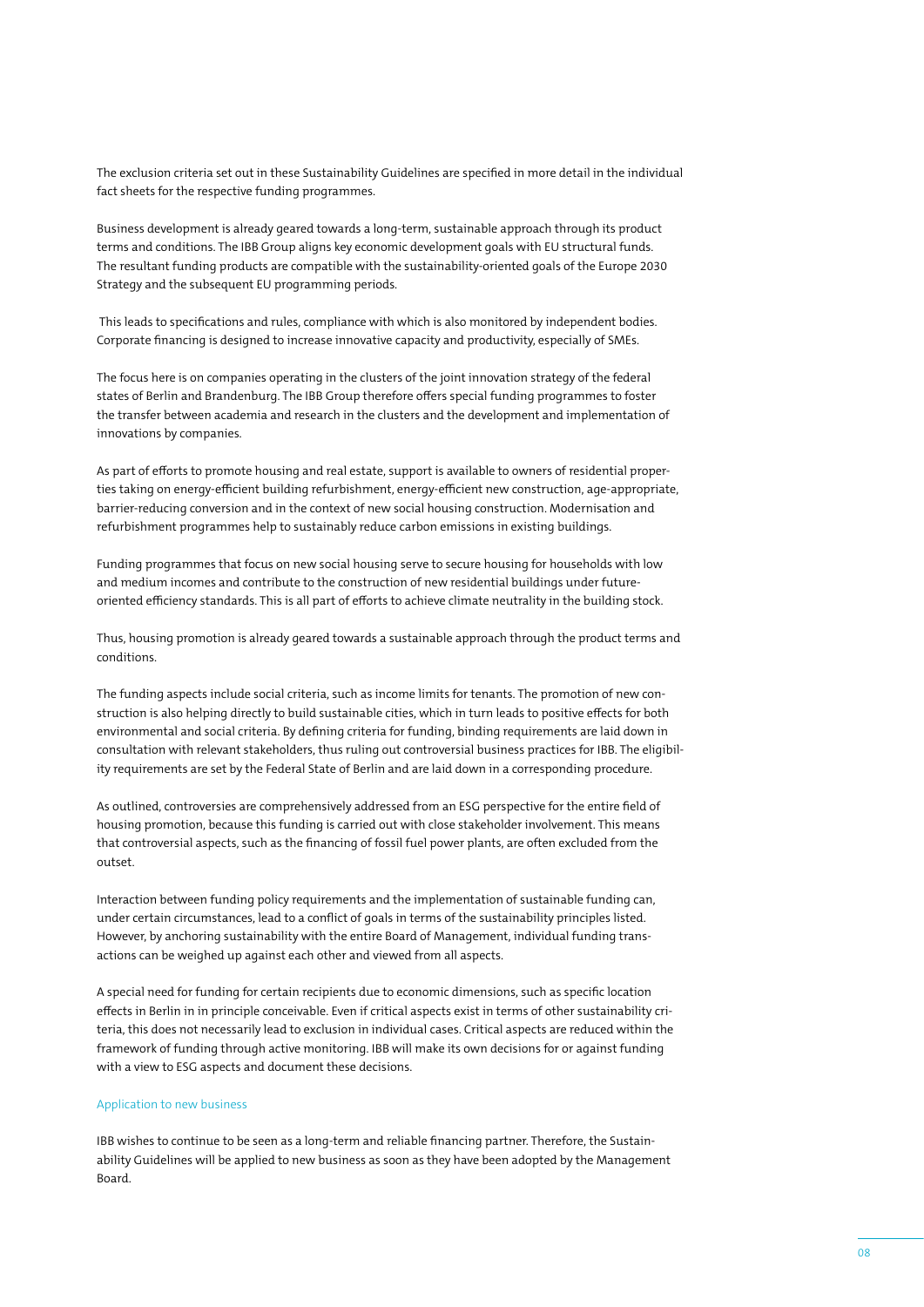The exclusion criteria set out in these Sustainability Guidelines are specified in more detail in the individual fact sheets for the respective funding programmes.

Business development is already geared towards a long-term, sustainable approach through its product terms and conditions. The IBB Group aligns key economic development goals with EU structural funds. The resultant funding products are compatible with the sustainability-oriented goals of the Europe 2030 Strategy and the subsequent EU programming periods.

This leads to specifications and rules, compliance with which is also monitored by independent bodies. Corporate financing is designed to increase innovative capacity and productivity, especially of SMEs.

The focus here is on companies operating in the clusters of the joint innovation strategy of the federal states of Berlin and Brandenburg. The IBB Group therefore offers special funding programmes to foster the transfer between academia and research in the clusters and the development and implementation of innovations by companies.

As part of efforts to promote housing and real estate, support is available to owners of residential properties taking on energy-efficient building refurbishment, energy-efficient new construction, age-appropriate, barrier-reducing conversion and in the context of new social housing construction. Modernisation and refurbishment programmes help to sustainably reduce carbon emissions in existing buildings.

Funding programmes that focus on new social housing serve to secure housing for households with low and medium incomes and contribute to the construction of new residential buildings under future-oriented efficiency standards. This is all part of efforts to achieve climate neutrality in the building stock.

Thus, housing promotion is already geared towards a sustainable approach through the product terms and conditions.

The funding aspects include social criteria, such as income limits for tenants. The promotion of new construction is also helping directly to build sustainable cities, which in turn leads to positive effects for both environmental and social criteria. By defining criteria for funding, binding requirements are laid down in consultation with relevant stakeholders, thus ruling out controversial business practices for IBB. The eligibility requirements are set by the Federal State of Berlin and are laid down in a corresponding procedure.

As outlined, controversies are comprehensively addressed from an ESG perspective for the entire field of housing promotion, because this funding is carried out with close stakeholder involvement. This means that controversial aspects, such as the financing of fossil fuel power plants, are often excluded from the outset.

Interaction between funding policy requirements and the implementation of sustainable funding can, under certain circumstances, lead to a conflict of goals in terms of the sustainability principles listed. However, by anchoring sustainability with the entire Board of Management, individual funding transactions can be weighed up against each other and viewed from all aspects.

A special need for funding for certain recipients due to economic dimensions, such as specific location effects in Berlin in in principle conceivable. Even if critical aspects exist in terms of other sustainability criteria, this does not necessarily lead to exclusion in individual cases. Critical aspects are reduced within the framework of funding through active monitoring. IBB will make its own decisions for or against funding with a view to ESG aspects and document these decisions.

### Application to new business

IBB wishes to continue to be seen as a long-term and reliable financing partner. Therefore, the Sustainability Guidelines will be applied to new business as soon as they have been adopted by the Management Board.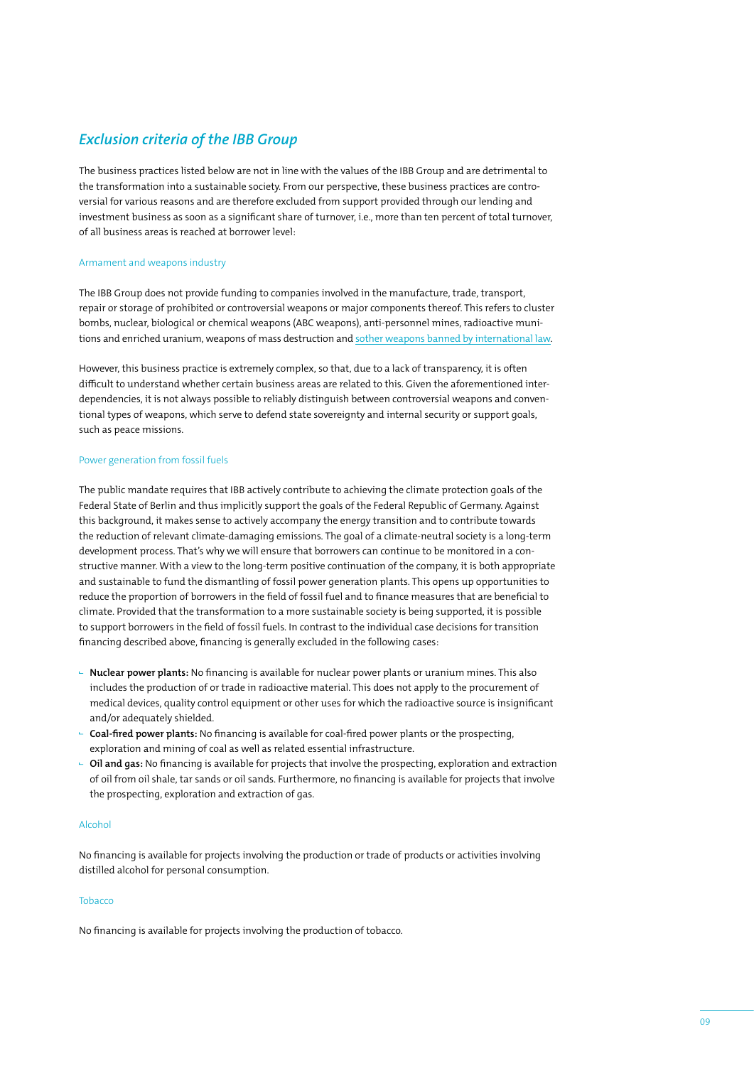## *Exclusion criteria of the IBB Group*

The business practices listed below are not in line with the values of the IBB Group and are detrimental to the transformation into a sustainable society. From our perspective, these business practices are controversial for various reasons and are therefore excluded from support provided through our lending and investment business as soon as a significant share of turnover, i.e., more than ten percent of total turnover, of all business areas is reached at borrower level:

### Armament and weapons industry

The IBB Group does not provide funding to companies involved in the manufacture, trade, transport, repair or storage of prohibited or controversial weapons or major components thereof. This refers to cluster bombs, nuclear, biological or chemical weapons (ABC weapons), anti-personnel mines, radioactive munitions and enriched uranium, weapons of mass destruction and sother weapons banned by international law.

However, this business practice is extremely complex, so that, due to a lack of transparency, it is often difficult to understand whether certain business areas are related to this. Given the aforementioned interdependencies, it is not always possible to reliably distinguish between controversial weapons and conventional types of weapons, which serve to defend state sovereignty and internal security or support goals, such as peace missions.

### Power generation from fossil fuels

The public mandate requires that IBB actively contribute to achieving the climate protection goals of the Federal State of Berlin and thus implicitly support the goals of the Federal Republic of Germany. Against this background, it makes sense to actively accompany the energy transition and to contribute towards the reduction of relevant climate-damaging emissions. The goal of a climate-neutral society is a long-term development process. That's why we will ensure that borrowers can continue to be monitored in a constructive manner. With a view to the long-term positive continuation of the company, it is both appropriate and sustainable to fund the dismantling of fossil power generation plants. This opens up opportunities to reduce the proportion of borrowers in the field of fossil fuel and to finance measures that are beneficial to climate. Provided that the transformation to a more sustainable society is being supported, it is possible to support borrowers in the field of fossil fuels. In contrast to the individual case decisions for transition financing described above, financing is generally excluded in the following cases:

- **Nuclear power plants:** No financing is available for nuclear power plants or uranium mines. This also includes the production of or trade in radioactive material. This does not apply to the procurement of medical devices, quality control equipment or other uses for which the radioactive source is insignificant and/or adequately shielded.
- **Coal-fired power plants:** No financing is available for coal-fired power plants or the prospecting, exploration and mining of coal as well as related essential infrastructure.
- **Oil and gas:** No financing is available for projects that involve the prospecting, exploration and extraction of oil from oil shale, tar sands or oil sands. Furthermore, no financing is available for projects that involve the prospecting, exploration and extraction of gas.

### Alcohol

No financing is available for projects involving the production or trade of products or activities involving distilled alcohol for personal consumption.

### Tobacco

No financing is available for projects involving the production of tobacco.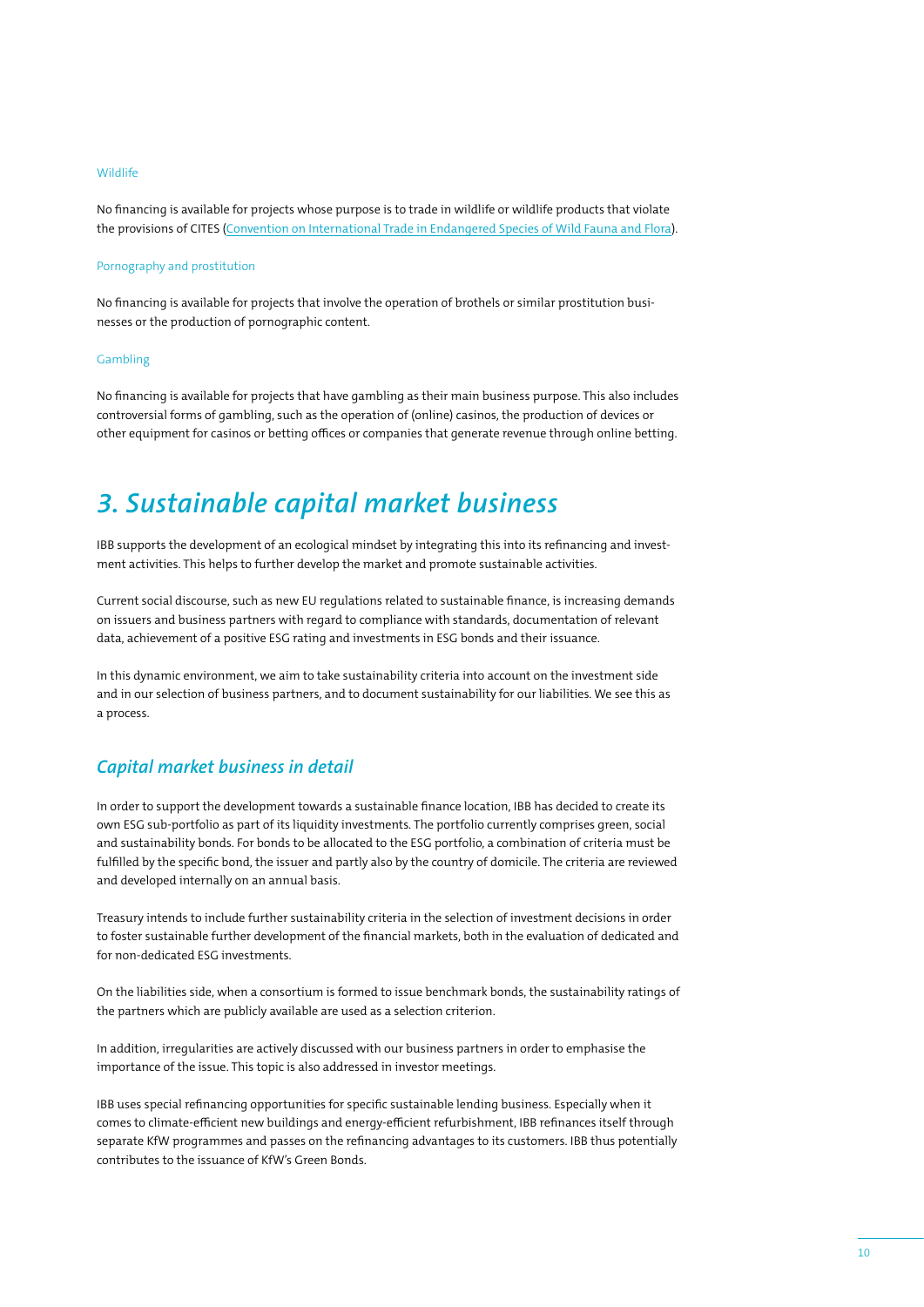#### Wildlife

No financing is available for projects whose purpose is to trade in wildlife or wildlife products that violate the provisions of CITES (Convention on International Trade in Endangered Species of Wild Fauna and Flora).

#### Pornography and prostitution

No financing is available for projects that involve the operation of brothels or similar prostitution businesses or the production of pornographic content.

#### Gambling

No financing is available for projects that have gambling as their main business purpose. This also includes controversial forms of gambling, such as the operation of (online) casinos, the production of devices or other equipment for casinos or betting offices or companies that generate revenue through online betting.

# 3. Sustainable capital market business

IBB supports the development of an ecological mindset by integrating this into its refinancing and investment activities. This helps to further develop the market and promote sustainable activities.

Current social discourse, such as new EU regulations related to sustainable finance, is increasing demands on issuers and business partners with regard to compliance with standards, documentation of relevant data, achievement of a positive ESG rating and investments in ESG bonds and their issuance.

In this dynamic environment, we aim to take sustainability criteria into account on the investment side and in our selection of business partners, and to document sustainability for our liabilities. We see this as a process.

## Capital market business in detail

In order to support the development towards a sustainable finance location, IBB has decided to create its own ESG sub-portfolio as part of its liquidity investments. The portfolio currently comprises green, social and sustainability bonds. For bonds to be allocated to the ESG portfolio, a combination of criteria must be fulfilled by the specific bond, the issuer and partly also by the country of domicile. The criteria are reviewed and developed internally on an annual basis.

Treasury intends to include further sustainability criteria in the selection of investment decisions in order to foster sustainable further development of the financial markets, both in the evaluation of dedicated and for non-dedicated ESG investments.

On the liabilities side, when a consortium is formed to issue benchmark bonds, the sustainability ratings of the partners which are publicly available are used as a selection criterion.

In addition, irregularities are actively discussed with our business partners in order to emphasise the importance of the issue. This topic is also addressed in investor meetings.

IBB uses special refinancing opportunities for specific sustainable lending business. Especially when it comes to climate-efficient new buildings and energy-efficient refurbishment, IBB refinances itself through separate KfW programmes and passes on the refinancing advantages to its customers. IBB thus potentially contributes to the issuance of KfW's Green Bonds.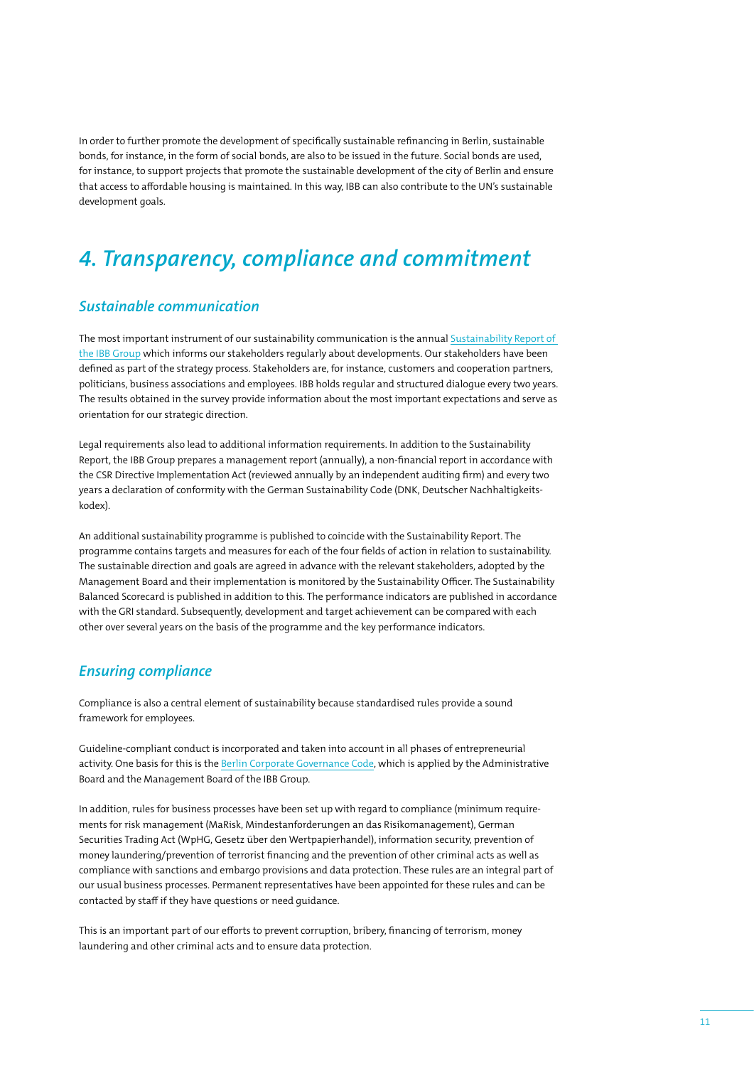In order to further promote the development of specifically sustainable refinancing in Berlin, sustainable bonds, for instance, in the form of social bonds, are also to be issued in the future. Social bonds are used, for instance, to support projects that promote the sustainable development of the city of Berlin and ensure that access to affordable housing is maintained. In this way, IBB can also contribute to the UN's sustainable development goals.

# *4. Transparency, compliance and commitment*

## *Sustainable communication*

The most important instrument of our sustainability communication is the annual Sustainability Report of the IBB Group which informs our stakeholders regularly about developments. Our stakeholders have been defined as part of the strategy process. Stakeholders are, for instance, customers and cooperation partners, politicians, business associations and employees. IBB holds regular and structured dialogue every two years. The results obtained in the survey provide information about the most important expectations and serve as orientation for our strategic direction.

Legal requirements also lead to additional information requirements. In addition to the Sustainability Report, the IBB Group prepares a management report (annually), a non-financial report in accordance with the CSR Directive Implementation Act (reviewed annually by an independent auditing firm) and every two years a declaration of conformity with the German Sustainability Code (DNK, Deutscher Nachhaltigkeits­kodex).

An additional sustainability programme is published to coincide with the Sustainability Report. The programme contains targets and measures for each of the four fields of action in relation to sustainability. The sustainable direction and goals are agreed in advance with the relevant stakeholders, adopted by the Management Board and their implementation is monitored by the Sustainability Officer. The Sustainability Balanced Scorecard is published in addition to this. The performance indicators are published in accordance with the GRI standard. Subsequently, development and target achievement can be compared with each other over several years on the basis of the programme and the key performance indicators.

## *Ensuring compliance*

Compliance is also a central element of sustainability because standardised rules provide a sound framework for employees.

Guideline-compliant conduct is incorporated and taken into account in all phases of entrepreneurial activity. One basis for this is the Berlin Corporate Governance Code, which is applied by the Administrative Board and the Management Board of the IBB Group.

In addition, rules for business processes have been set up with regard to compliance (minimum require­ments for risk management (MaRisk, Mindestanforderungen an das Risikomanagement), German Securities Trading Act (WpHG, Gesetz über den Wertpapierhandel), information security, prevention of money laundering/prevention of terrorist financing and the prevention of other criminal acts as well as compliance with sanctions and embargo provisions and data protection. These rules are an integral part of our usual business processes. Permanent representatives have been appointed for these rules and can be contacted by staff if they have questions or need guidance.

This is an important part of our efforts to prevent corruption, bribery, financing of terrorism, money laundering and other criminal acts and to ensure data protection.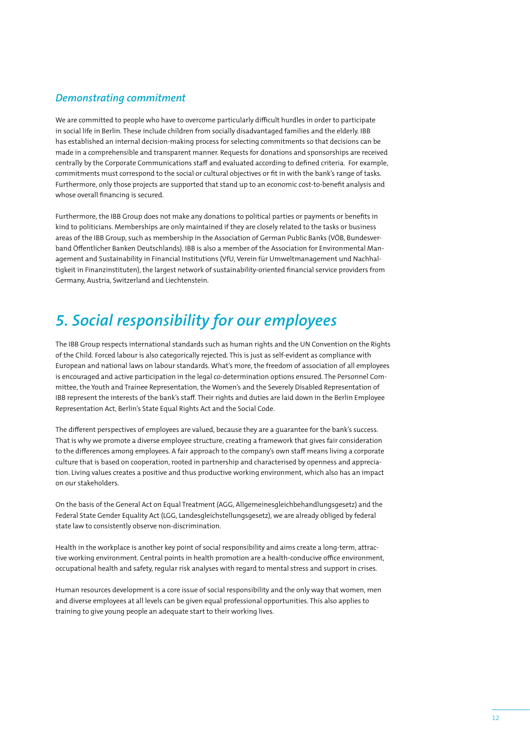### *Demonstrating commitment*

We are committed to people who have to overcome particularly difficult hurdles in order to participate in social life in Berlin. These include children from socially disadvantaged families and the elderly. IBB has established an internal decision-making process for selecting commitments so that decisions can be made in a comprehensible and transparent manner. Requests for donations and sponsorships are received centrally by the Corporate Communications staff and evaluated according to defined criteria. For example, commitments must correspond to the social or cultural objectives or fit in with the bank's range of tasks. Furthermore, only those projects are supported that stand up to an economic cost-to-benefit analysis and whose overall financing is secured.

Furthermore, the IBB Group does not make any donations to political parties or payments or benefits in kind to politicians. Memberships are only maintained if they are closely related to the tasks or business areas of the IBB Group, such as membership in the Association of German Public Banks (VÖB, Bundesverband Öffentlicher Banken Deutschlands). IBB is also a member of the Association for Environmental Management and Sustainability in Financial Institutions (VfU, Verein für Umweltmanagement und Nachhaltigkeit in Finanzinstituten), the largest network of sustainability-oriented financial service providers from Germany, Austria, Switzerland and Liechtenstein.

# *5. Social responsibility for our employees*

The IBB Group respects international standards such as human rights and the UN Convention on the Rights of the Child. Forced labour is also categorically rejected. This is just as self-evident as compliance with European and national laws on labour standards. What's more, the freedom of association of all employees is encouraged and active participation in the legal co-determination options ensured. The Personnel Committee, the Youth and Trainee Representation, the Women's and the Severely Disabled Representation of IBB represent the interests of the bank's staff. Their rights and duties are laid down in the Berlin Employee Representation Act, Berlin's State Equal Rights Act and the Social Code.

The different perspectives of employees are valued, because they are a guarantee for the bank's success. That is why we promote a diverse employee structure, creating a framework that gives fair consideration to the differences among employees. A fair approach to the company's own staff means living a corporate culture that is based on cooperation, rooted in partnership and characterised by openness and appreciation. Living values creates a positive and thus productive working environment, which also has an impact on our stakeholders.

On the basis of the General Act on Equal Treatment (AGG, Allgemeinesgleichbehandlungsgesetz) and the Federal State Gender Equality Act (LGG, Landesgleichstellungsgesetz), we are already obliged by federal state law to consistently observe non-discrimination.

Health in the workplace is another key point of social responsibility and aims create a long-term, attractive working environment. Central points in health promotion are a health-conducive office environment, occupational health and safety, regular risk analyses with regard to mental stress and support in crises.

Human resources development is a core issue of social responsibility and the only way that women, men and diverse employees at all levels can be given equal professional opportunities. This also applies to training to give young people an adequate start to their working lives.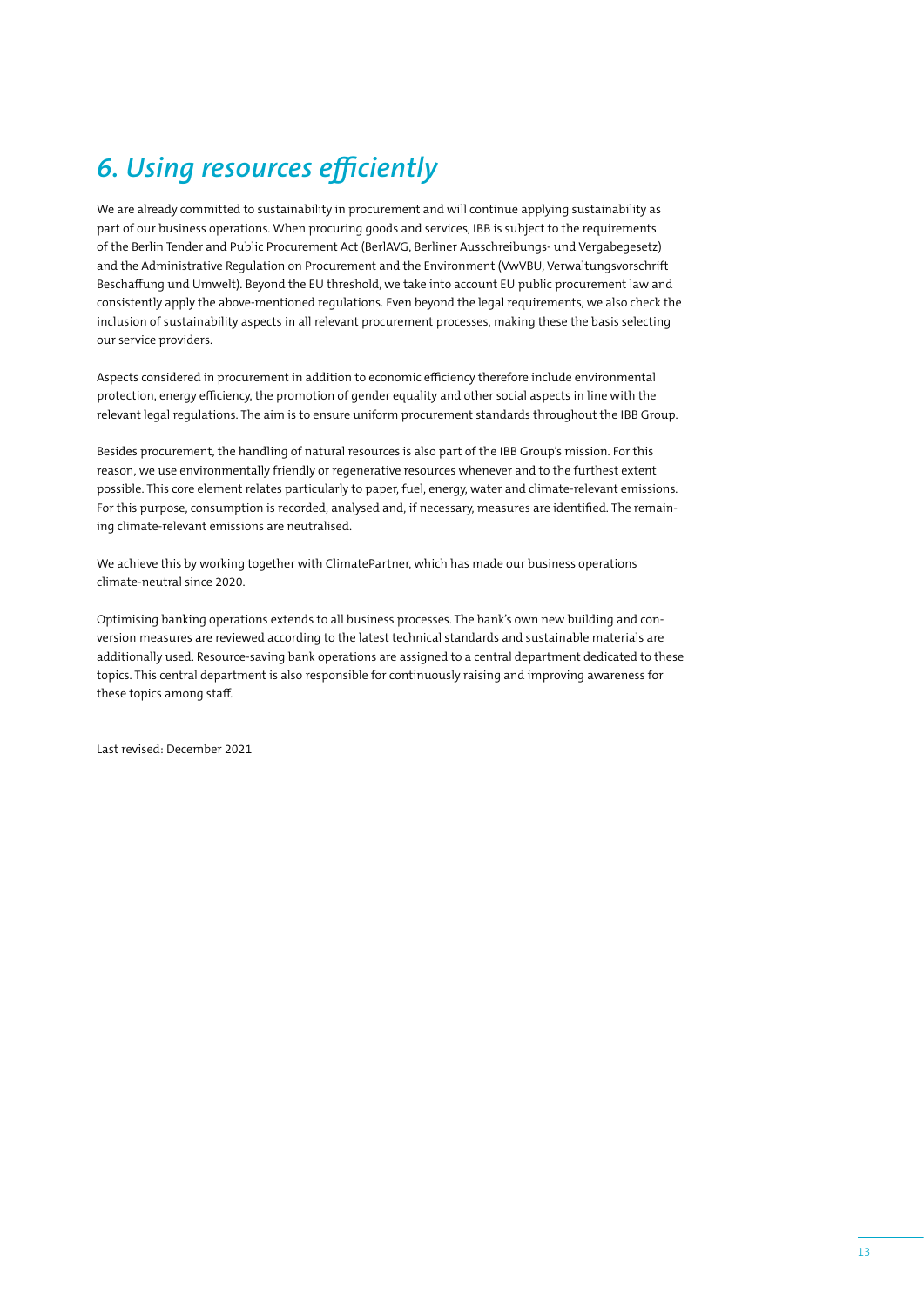## *6. Using resources efficiently*

We are already committed to sustainability in procurement and will continue applying sustainability as part of our business operations. When procuring goods and services, IBB is subject to the requirements of the Berlin Tender and Public Procurement Act (BerlAVG, Berliner Ausschreibungs- und Vergabegesetz) and the Administrative Regulation on Procurement and the Environment (VwVBU, Verwaltungsvorschrift Beschaffung und Umwelt). Beyond the EU threshold, we take into account EU public procurement law and consistently apply the above-mentioned regulations. Even beyond the legal requirements, we also check the inclusion of sustainability aspects in all relevant procurement processes, making these the basis selecting our service providers.

Aspects considered in procurement in addition to economic efficiency therefore include environmental protection, energy efficiency, the promotion of gender equality and other social aspects in line with the relevant legal regulations. The aim is to ensure uniform procurement standards throughout the IBB Group.

Besides procurement, the handling of natural resources is also part of the IBB Group's mission. For this reason, we use environmentally friendly or regenerative resources whenever and to the furthest extent possible. This core element relates particularly to paper, fuel, energy, water and climate-relevant emissions. For this purpose, consumption is recorded, analysed and, if necessary, measures are identified. The remaining climate-relevant emissions are neutralised.

We achieve this by working together with ClimatePartner, which has made our business operations climate-neutral since 2020.

Optimising banking operations extends to all business processes. The bank's own new building and conversion measures are reviewed according to the latest technical standards and sustainable materials are additionally used. Resource-saving bank operations are assigned to a central department dedicated to these topics. This central department is also responsible for continuously raising and improving awareness for these topics among staff.

Last revised: December 2021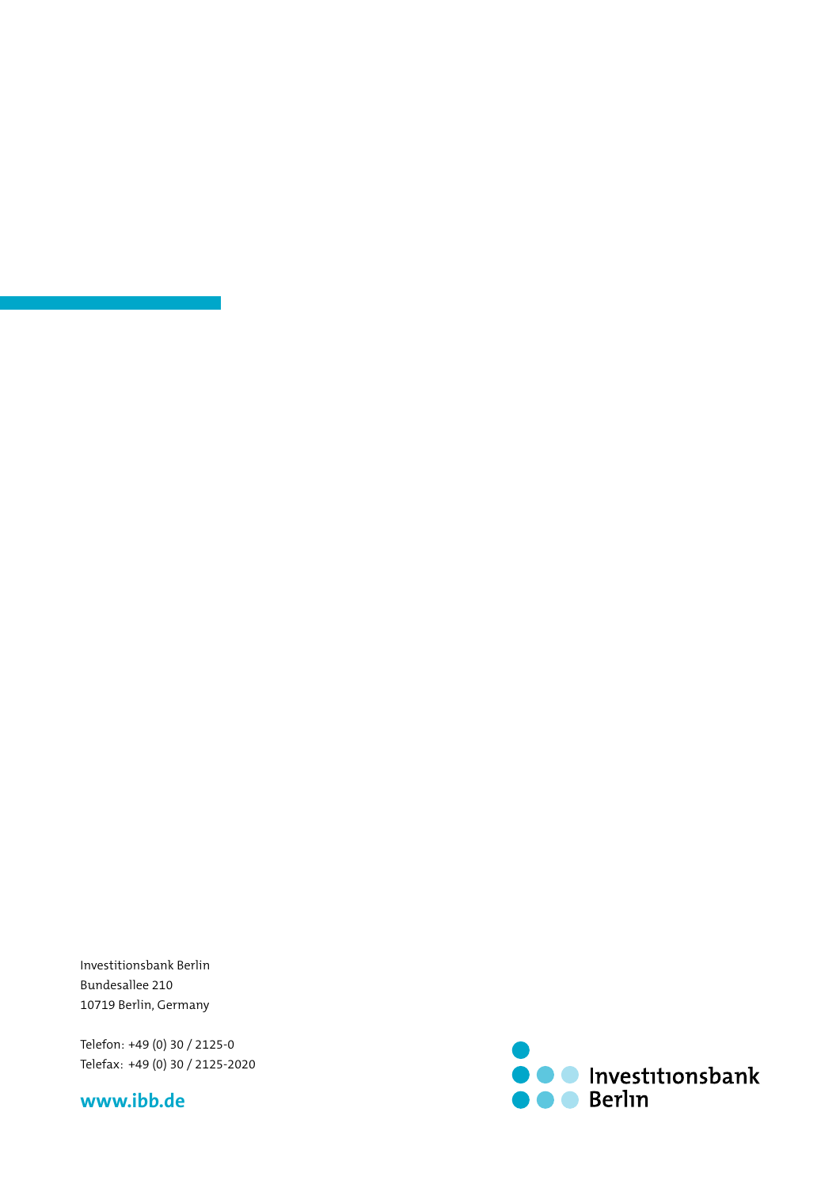Investitionsbank Berlin
Bundesallee 210
10719 Berlin, Germany

Telefon: +49 (0) 30 / 2125-0
Telefax: +49 (0) 30 / 2125-2020

**www.ibb.de**

Investitionsbank Berlin